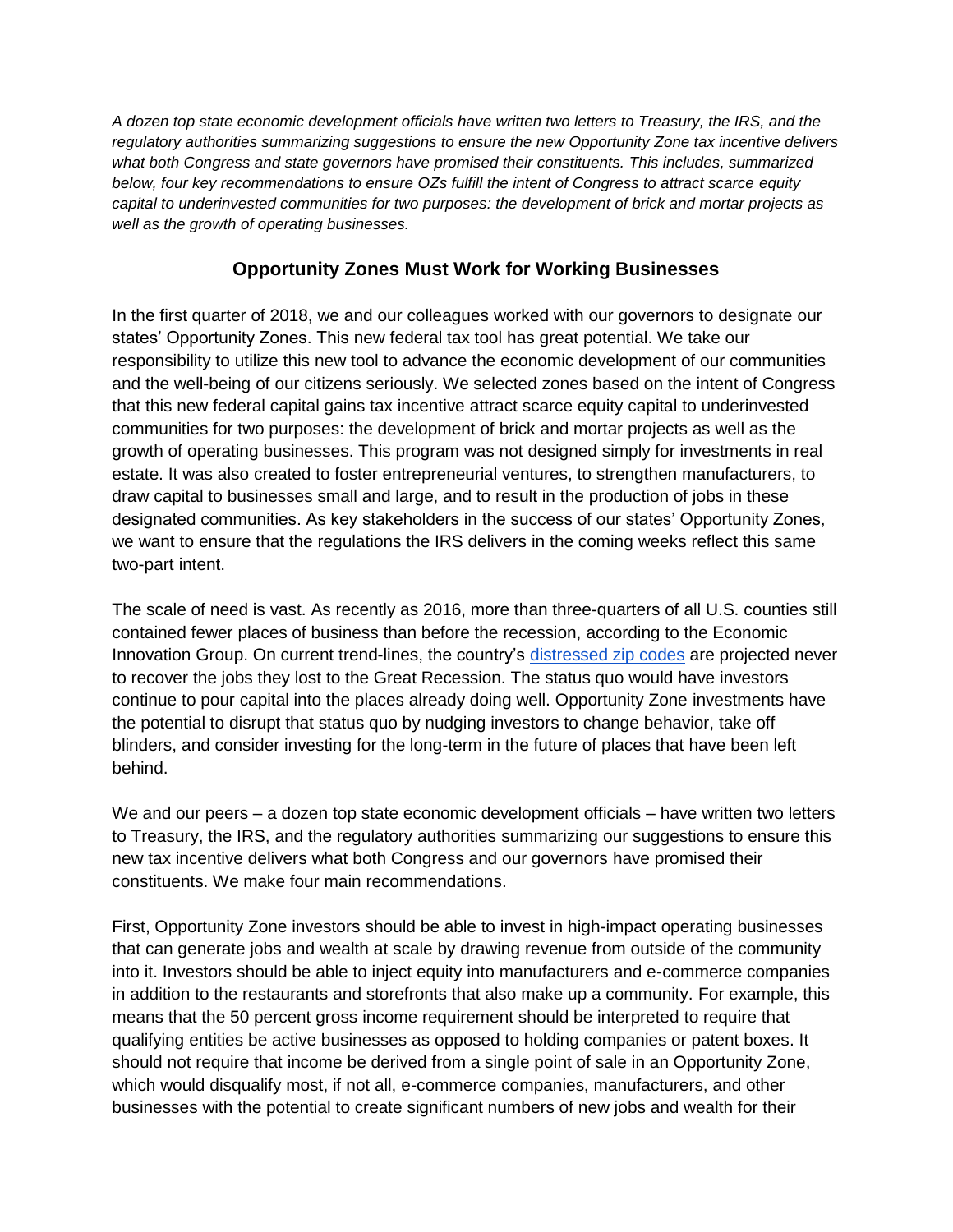*A dozen top state economic development officials have written two letters to Treasury, the IRS, and the regulatory authorities summarizing suggestions to ensure the new Opportunity Zone tax incentive delivers what both Congress and state governors have promised their constituents. This includes, summarized below, four key recommendations to ensure OZs fulfill the intent of Congress to attract scarce equity capital to underinvested communities for two purposes: the development of brick and mortar projects as well as the growth of operating businesses.*

## Opportunity Zones Must Work for Working Businesses

In the first quarter of 2018, we and our colleagues worked with our governors to designate our states' Opportunity Zones. This new federal tax tool has great potential. We take our responsibility to utilize this new tool to advance the economic development of our communities and the well-being of our citizens seriously. We selected zones based on the intent of Congress that this new federal capital gains tax incentive attract scarce equity capital to underinvested communities for two purposes: the development of brick and mortar projects as well as the growth of operating businesses. This program was not designed simply for investments in real estate. It was also created to foster entrepreneurial ventures, to strengthen manufacturers, to draw capital to businesses small and large, and to result in the production of jobs in these designated communities. As key stakeholders in the success of our states' Opportunity Zones, we want to ensure that the regulations the IRS delivers in the coming weeks reflect this same two-part intent.

The scale of need is vast. As recently as 2016, more than three-quarters of all U.S. counties still contained fewer places of business than before the recession, according to the Economic Innovation Group. On current trend-lines, the country's distressed zip codes are projected never to recover the jobs they lost to the Great Recession. The status quo would have investors continue to pour capital into the places already doing well. Opportunity Zone investments have the potential to disrupt that status quo by nudging investors to change behavior, take off blinders, and consider investing for the long-term in the future of places that have been left behind.

We and our peers – a dozen top state economic development officials – have written two letters to Treasury, the IRS, and the regulatory authorities summarizing our suggestions to ensure this new tax incentive delivers what both Congress and our governors have promised their constituents. We make four main recommendations.

First, Opportunity Zone investors should be able to invest in high-impact operating businesses that can generate jobs and wealth at scale by drawing revenue from outside of the community into it. Investors should be able to inject equity into manufacturers and e-commerce companies in addition to the restaurants and storefronts that also make up a community. For example, this means that the 50 percent gross income requirement should be interpreted to require that qualifying entities be active businesses as opposed to holding companies or patent boxes. It should not require that income be derived from a single point of sale in an Opportunity Zone, which would disqualify most, if not all, e-commerce companies, manufacturers, and other businesses with the potential to create significant numbers of new jobs and wealth for their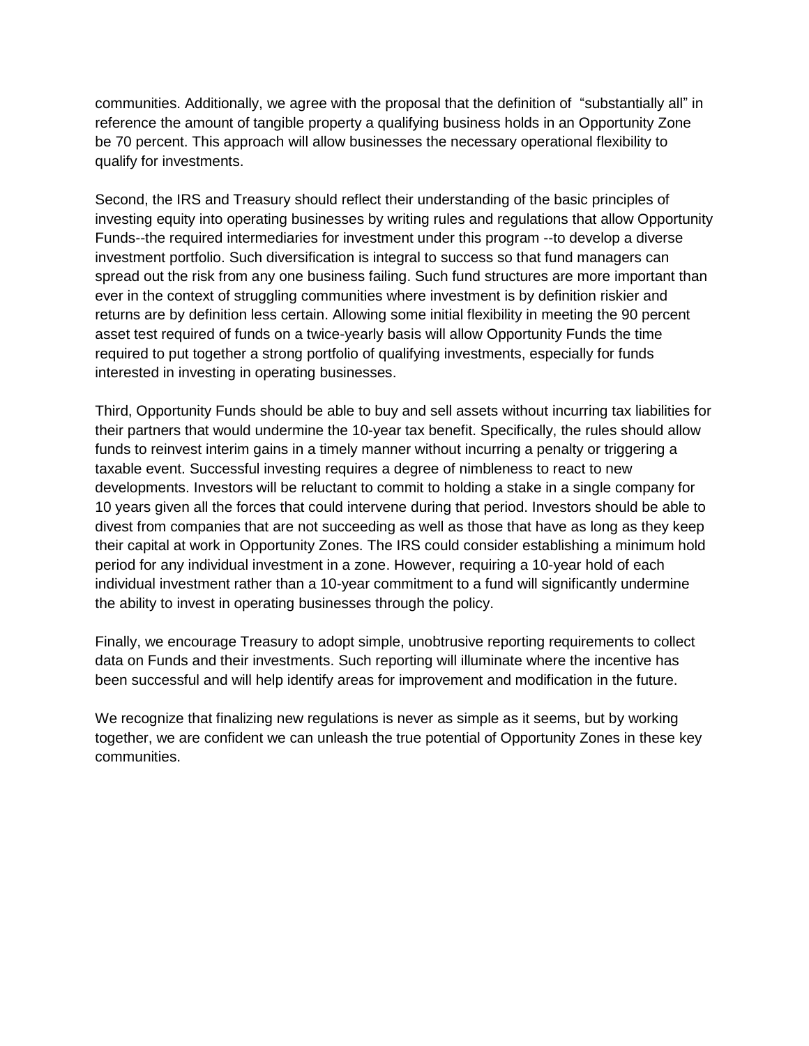communities. Additionally, we agree with the proposal that the definition of "substantially all" in reference the amount of tangible property a qualifying business holds in an Opportunity Zone be 70 percent. This approach will allow businesses the necessary operational flexibility to qualify for investments.

Second, the IRS and Treasury should reflect their understanding of the basic principles of investing equity into operating businesses by writing rules and regulations that allow Opportunity Funds--the required intermediaries for investment under this program --to develop a diverse investment portfolio. Such diversification is integral to success so that fund managers can spread out the risk from any one business failing. Such fund structures are more important than ever in the context of struggling communities where investment is by definition riskier and returns are by definition less certain. Allowing some initial flexibility in meeting the 90 percent asset test required of funds on a twice-yearly basis will allow Opportunity Funds the time required to put together a strong portfolio of qualifying investments, especially for funds interested in investing in operating businesses.

Third, Opportunity Funds should be able to buy and sell assets without incurring tax liabilities for their partners that would undermine the 10-year tax benefit. Specifically, the rules should allow funds to reinvest interim gains in a timely manner without incurring a penalty or triggering a taxable event. Successful investing requires a degree of nimbleness to react to new developments. Investors will be reluctant to commit to holding a stake in a single company for 10 years given all the forces that could intervene during that period. Investors should be able to divest from companies that are not succeeding as well as those that have as long as they keep their capital at work in Opportunity Zones. The IRS could consider establishing a minimum hold period for any individual investment in a zone. However, requiring a 10-year hold of each individual investment rather than a 10-year commitment to a fund will significantly undermine the ability to invest in operating businesses through the policy.

Finally, we encourage Treasury to adopt simple, unobtrusive reporting requirements to collect data on Funds and their investments. Such reporting will illuminate where the incentive has been successful and will help identify areas for improvement and modification in the future.

We recognize that finalizing new regulations is never as simple as it seems, but by working together, we are confident we can unleash the true potential of Opportunity Zones in these key communities.